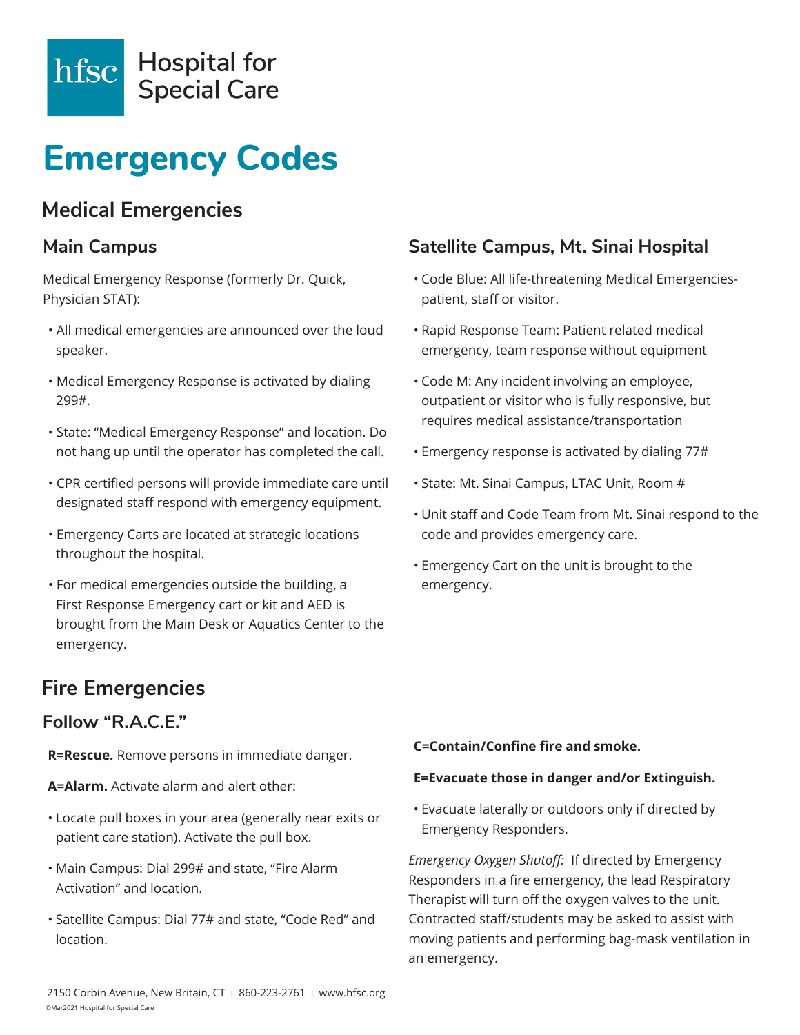hfsc Hospital for Special Care

# Emergency Codes

## Medical Emergencies

### Main Campus

Medical Emergency Response (formerly Dr. Quick, Physician STAT):

- All medical emergencies are announced over the loud speaker.
- Medical Emergency Response is activated by dialing 299#.
- State: "Medical Emergency Response" and location. Do not hang up until the operator has completed the call.
- CPR certified persons will provide immediate care until designated staff respond with emergency equipment.
- Emergency Carts are located at strategic locations throughout the hospital.
- For medical emergencies outside the building, a First Response Emergency cart or kit and AED is brought from the Main Desk or Aquatics Center to the emergency.

### Satellite Campus, Mt. Sinai Hospital

- Code Blue: All life-threatening Medical Emergencies- patient, staff or visitor.
- Rapid Response Team: Patient related medical emergency, team response without equipment
- Code M: Any incident involving an employee, outpatient or visitor who is fully responsive, but requires medical assistance/transportation
- Emergency response is activated by dialing 77#
- State: Mt. Sinai Campus, LTAC Unit, Room #
- Unit staff and Code Team from Mt. Sinai respond to the code and provides emergency care.
- Emergency Cart on the unit is brought to the emergency.

## Fire Emergencies

### Follow "R.A.C.E."

**R=Rescue.** Remove persons in immediate danger.

**A=Alarm.** Activate alarm and alert other:

- Locate pull boxes in your area (generally near exits or patient care station). Activate the pull box.
- Main Campus: Dial 299# and state, "Fire Alarm Activation" and location.
- Satellite Campus: Dial 77# and state, "Code Red" and location.

**C=Contain/Confine fire and smoke.**

**E=Evacuate those in danger and/or Extinguish.**

- Evacuate laterally or outdoors only if directed by Emergency Responders.

*Emergency Oxygen Shutoff:* If directed by Emergency Responders in a fire emergency, the lead Respiratory Therapist will turn off the oxygen valves to the unit. Contracted staff/students may be asked to assist with moving patients and performing bag-mask ventilation in an emergency.

2150 Corbin Avenue, New Britain, CT | 860-223-2761 | www.hfsc.org

©Mar2021 Hospital for Special Care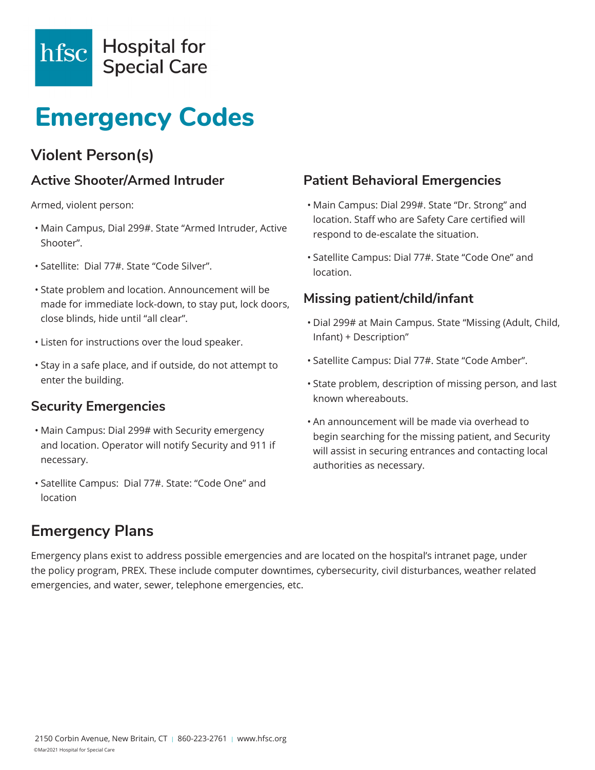Hospital for Special Care

# Emergency Codes

## Violent Person(s)

### Active Shooter/Armed Intruder

Armed, violent person:

- Main Campus, Dial 299#. State "Armed Intruder, Active Shooter".
- Satellite: Dial 77#. State "Code Silver".
- State problem and location. Announcement will be made for immediate lock-down, to stay put, lock doors, close blinds, hide until "all clear".
- Listen for instructions over the loud speaker.
- Stay in a safe place, and if outside, do not attempt to enter the building.

### Security Emergencies

- Main Campus: Dial 299# with Security emergency and location. Operator will notify Security and 911 if necessary.
- Satellite Campus: Dial 77#. State: "Code One" and location

### Patient Behavioral Emergencies

- Main Campus: Dial 299#. State "Dr. Strong" and location. Staff who are Safety Care certified will respond to de-escalate the situation.
- Satellite Campus: Dial 77#. State "Code One" and location.

### Missing patient/child/infant

- Dial 299# at Main Campus. State "Missing (Adult, Child, Infant) + Description"
- Satellite Campus: Dial 77#. State "Code Amber".
- State problem, description of missing person, and last known whereabouts.
- An announcement will be made via overhead to begin searching for the missing patient, and Security will assist in securing entrances and contacting local authorities as necessary.

## Emergency Plans

Emergency plans exist to address possible emergencies and are located on the hospital's intranet page, under the policy program, PREX. These include computer downtimes, cybersecurity, civil disturbances, weather related emergencies, and water, sewer, telephone emergencies, etc.

2150 Corbin Avenue, New Britain, CT | 860-223-2761 | www.hfsc.org

©Mar2021 Hospital for Special Care